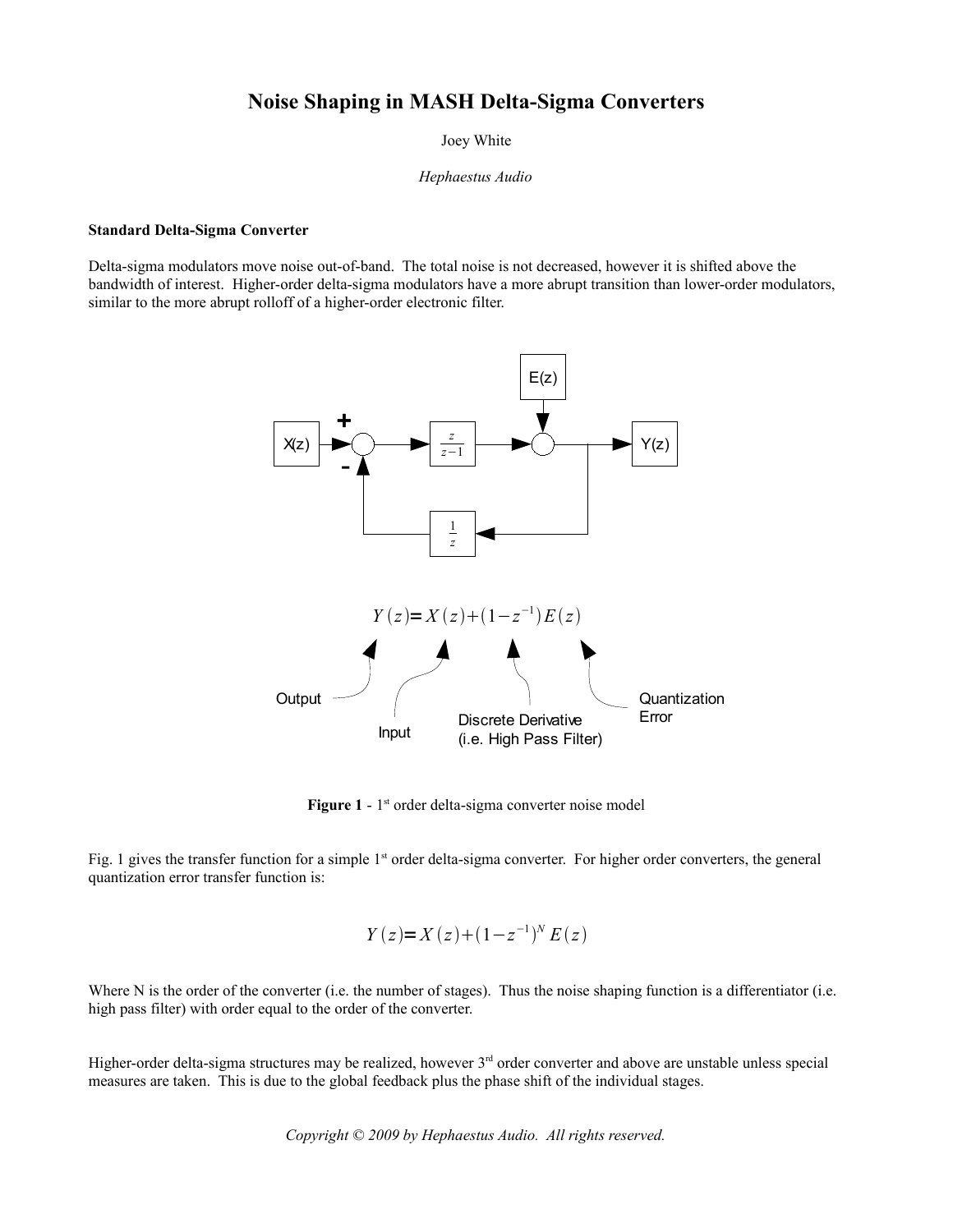# Noise Shaping in MASH Delta-Sigma Converters

Joey White

*Hephaestus Audio*

**Standard Delta-Sigma Converter**

Delta-sigma modulators move noise out-of-band. The total noise is not decreased, however it is shifted above the bandwidth of interest. Higher-order delta-sigma modulators have a more abrupt transition than lower-order modulators, similar to the more abrupt rolloff of a higher-order electronic filter.

$$Y(z) = X(z) + (1 - z^{-1})E(z)$$

Output — Input — Discrete Derivative (i.e. High Pass Filter) — Quantization Error

**Figure 1** - 1st order delta-sigma converter noise model

Fig. 1 gives the transfer function for a simple 1st order delta-sigma converter. For higher order converters, the general quantization error transfer function is:

$$Y(z) = X(z) + (1 - z^{-1})^N E(z)$$

Where N is the order of the converter (i.e. the number of stages). Thus the noise shaping function is a differentiator (i.e. high pass filter) with order equal to the order of the converter.

Higher-order delta-sigma structures may be realized, however 3rd order converter and above are unstable unless special measures are taken. This is due to the global feedback plus the phase shift of the individual stages.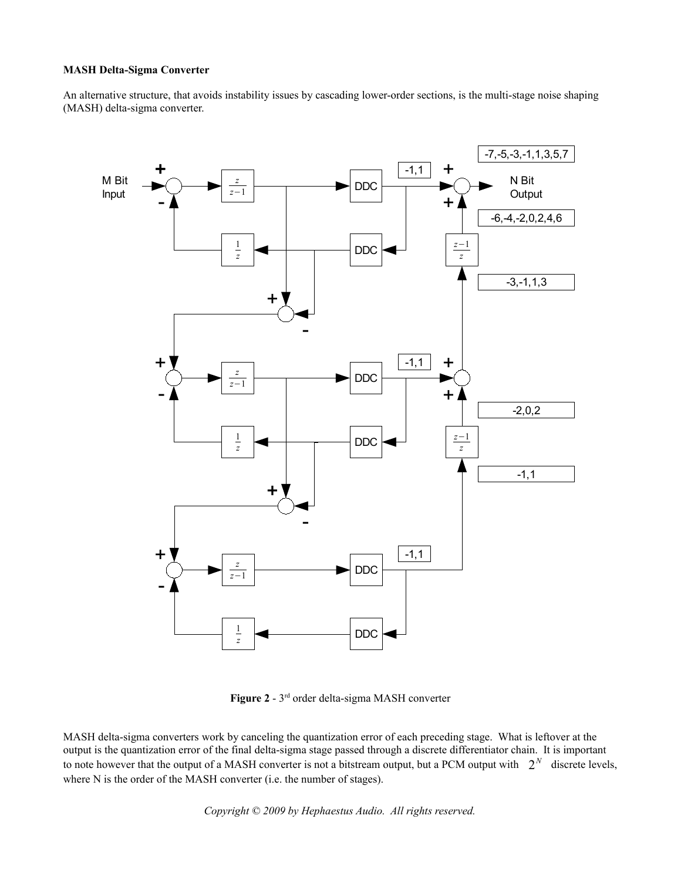**MASH Delta-Sigma Converter**

An alternative structure, that avoids instability issues by cascading lower-order sections, is the multi-stage noise shaping (MASH) delta-sigma converter.

**Figure 2** - 3[rd] order delta-sigma MASH converter

MASH delta-sigma converters work by canceling the quantization error of each preceding stage. What is leftover at the output is the quantization error of the final delta-sigma stage passed through a discrete differentiator chain. It is important to note however that the output of a MASH converter is not a bitstream output, but a PCM output with $2^N$ discrete levels, where N is the order of the MASH converter (i.e. the number of stages).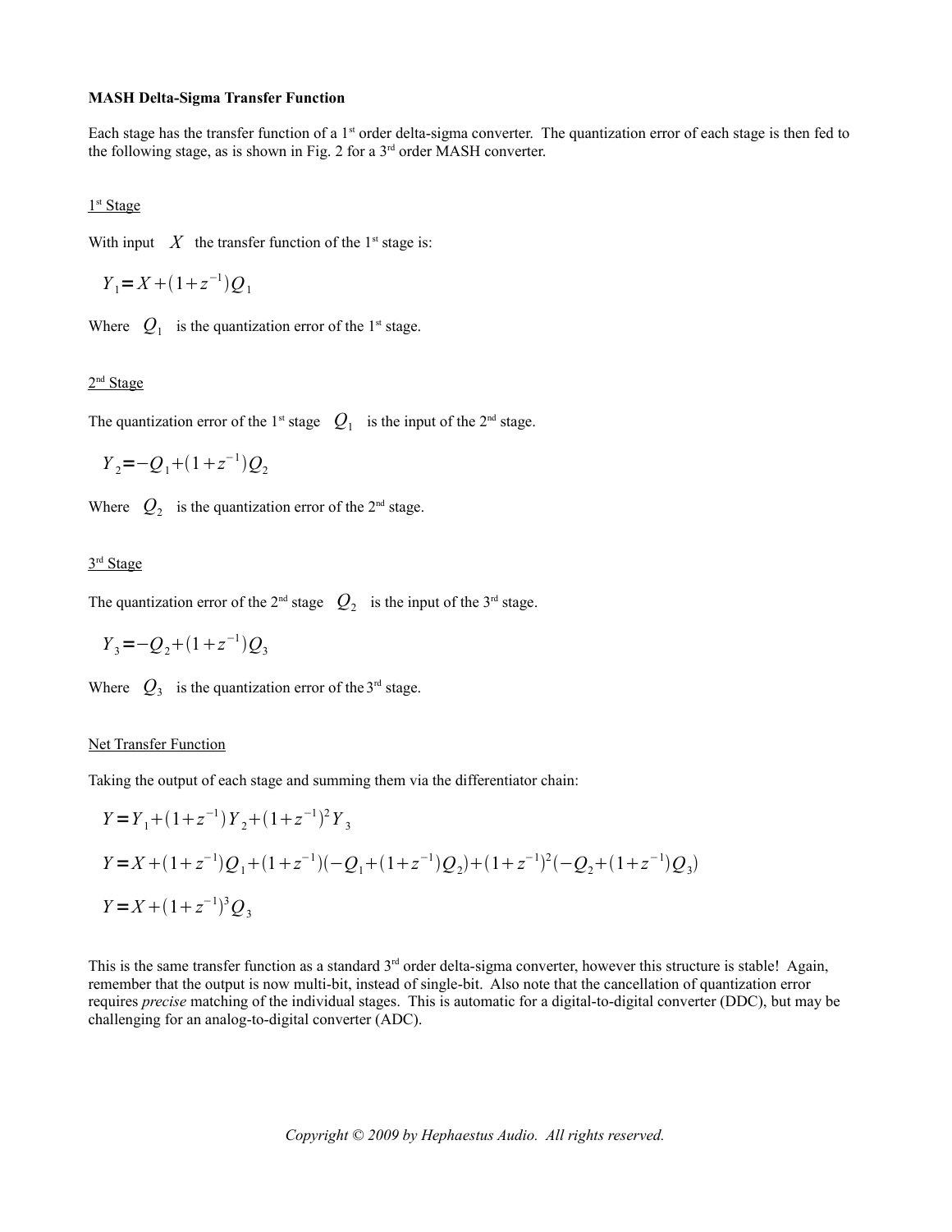**MASH Delta-Sigma Transfer Function**

Each stage has the transfer function of a 1st order delta-sigma converter. The quantization error of each stage is then fed to the following stage, as is shown in Fig. 2 for a 3rd order MASH converter.

1st Stage

With input $X$ the transfer function of the 1st stage is:

$$Y_1 = X + (1+z^{-1})Q_1$$

Where $Q_1$ is the quantization error of the 1st stage.

2nd Stage

The quantization error of the 1st stage $Q_1$ is the input of the 2nd stage.

$$Y_2 = -Q_1 + (1+z^{-1})Q_2$$

Where $Q_2$ is the quantization error of the 2nd stage.

3rd Stage

The quantization error of the 2nd stage $Q_2$ is the input of the 3rd stage.

$$Y_3 = -Q_2 + (1+z^{-1})Q_3$$

Where $Q_3$ is the quantization error of the 3rd stage.

Net Transfer Function

Taking the output of each stage and summing them via the differentiator chain:

$$Y = Y_1 + (1+z^{-1})Y_2 + (1+z^{-1})^2 Y_3$$

$$Y = X + (1+z^{-1})Q_1 + (1+z^{-1})(-Q_1 + (1+z^{-1})Q_2) + (1+z^{-1})^2(-Q_2 + (1+z^{-1})Q_3)$$

$$Y = X + (1+z^{-1})^3 Q_3$$

This is the same transfer function as a standard 3rd order delta-sigma converter, however this structure is stable! Again, remember that the output is now multi-bit, instead of single-bit. Also note that the cancellation of quantization error requires *precise* matching of the individual stages. This is automatic for a digital-to-digital converter (DDC), but may be challenging for an analog-to-digital converter (ADC).

*Copyright © 2009 by Hephaestus Audio. All rights reserved.*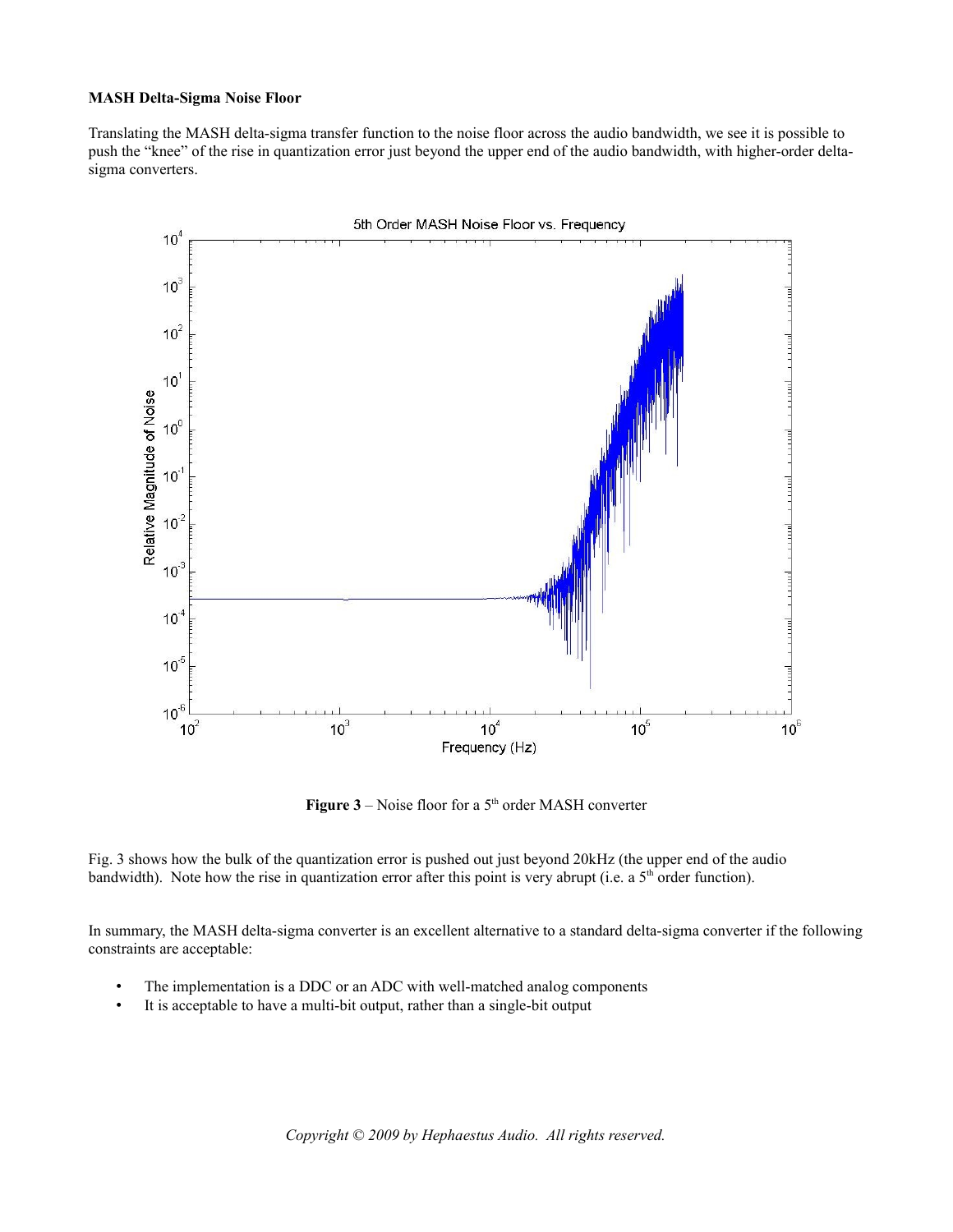**MASH Delta-Sigma Noise Floor**

Translating the MASH delta-sigma transfer function to the noise floor across the audio bandwidth, we see it is possible to push the "knee" of the rise in quantization error just beyond the upper end of the audio bandwidth, with higher-order delta-sigma converters.

5th Order MASH Noise Floor vs. Frequency

Relative Magnitude of Noise

$10^{4}$
$10^{3}$
$10^{2}$
$10^{1}$
$10^{0}$
$10^{-1}$
$10^{-2}$
$10^{-3}$
$10^{-4}$
$10^{-5}$
$10^{-6}$

$10^{2}$ $10^{3}$ $10^{4}$ $10^{5}$ $10^{6}$

Frequency (Hz)

**Figure 3** – Noise floor for a 5th order MASH converter

Fig. 3 shows how the bulk of the quantization error is pushed out just beyond 20kHz (the upper end of the audio bandwidth). Note how the rise in quantization error after this point is very abrupt (i.e. a 5th order function).

In summary, the MASH delta-sigma converter is an excellent alternative to a standard delta-sigma converter if the following constraints are acceptable:

- The implementation is a DDC or an ADC with well-matched analog components
- It is acceptable to have a multi-bit output, rather than a single-bit output

*Copyright © 2009 by Hephaestus Audio. All rights reserved.*